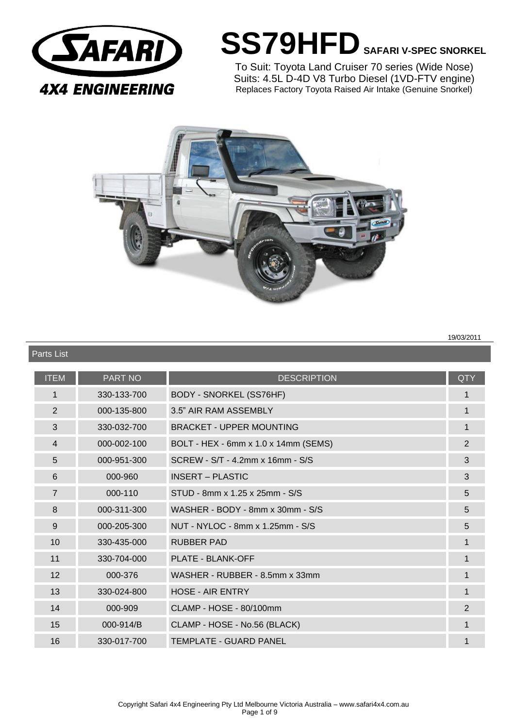# SS79HFD SAFARI V-SPEC SNORKEL

To Suit: Toyota Land Cruiser 70 series (Wide Nose)
Suits: 4.5L D-4D V8 Turbo Diesel (1VD-FTV engine)
Replaces Factory Toyota Raised Air Intake (Genuine Snorkel)

19/03/2011

## Parts List

| ITEM | PART NO | DESCRIPTION | QTY |
|---|---|---|---|
| 1 | 330-133-700 | BODY - SNORKEL (SS76HF) | 1 |
| 2 | 000-135-800 | 3.5" AIR RAM ASSEMBLY | 1 |
| 3 | 330-032-700 | BRACKET - UPPER MOUNTING | 1 |
| 4 | 000-002-100 | BOLT - HEX - 6mm x 1.0 x 14mm (SEMS) | 2 |
| 5 | 000-951-300 | SCREW - S/T - 4.2mm x 16mm - S/S | 3 |
| 6 | 000-960 | INSERT – PLASTIC | 3 |
| 7 | 000-110 | STUD - 8mm x 1.25 x 25mm - S/S | 5 |
| 8 | 000-311-300 | WASHER - BODY - 8mm x 30mm - S/S | 5 |
| 9 | 000-205-300 | NUT - NYLOC - 8mm x 1.25mm - S/S | 5 |
| 10 | 330-435-000 | RUBBER PAD | 1 |
| 11 | 330-704-000 | PLATE - BLANK-OFF | 1 |
| 12 | 000-376 | WASHER - RUBBER - 8.5mm x 33mm | 1 |
| 13 | 330-024-800 | HOSE - AIR ENTRY | 1 |
| 14 | 000-909 | CLAMP - HOSE - 80/100mm | 2 |
| 15 | 000-914/B | CLAMP - HOSE - No.56 (BLACK) | 1 |
| 16 | 330-017-700 | TEMPLATE - GUARD PANEL | 1 |

Copyright Safari 4x4 Engineering Pty Ltd Melbourne Victoria Australia – www.safari4x4.com.au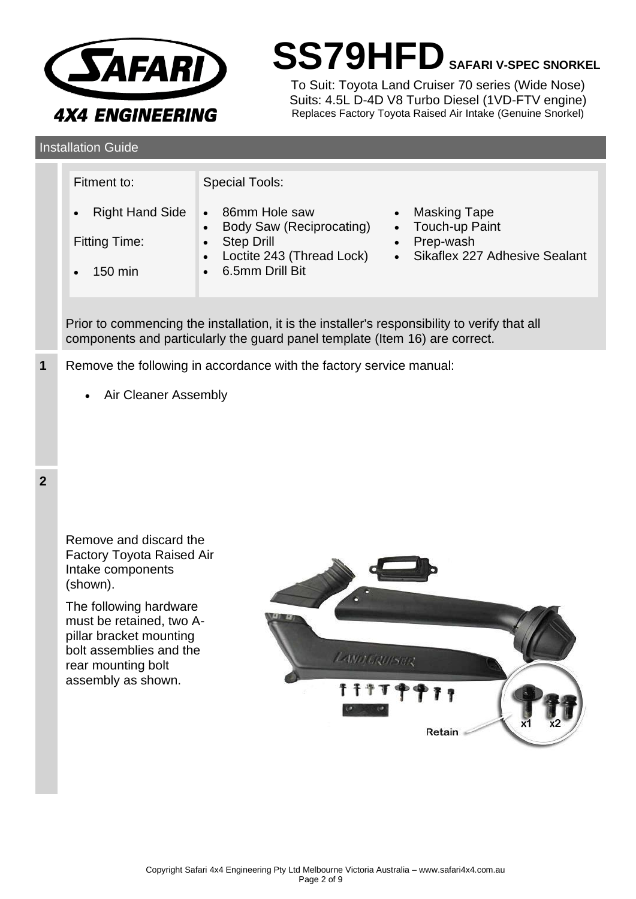# SS79HFD SAFARI V-SPEC SNORKEL

To Suit: Toyota Land Cruiser 70 series (Wide Nose)
Suits: 4.5L D-4D V8 Turbo Diesel (1VD-FTV engine)
Replaces Factory Toyota Raised Air Intake (Genuine Snorkel)

## Installation Guide

| Fitment to: | Special Tools: | |
|---|---|---|
| • Right Hand Side | • 86mm Hole saw | • Masking Tape |
| Fitting Time: | • Body Saw (Reciprocating) | • Touch-up Paint |
| • 150 min | • Step Drill | • Prep-wash |
| | • Loctite 243 (Thread Lock) | • Sikaflex 227 Adhesive Sealant |
| | • 6.5mm Drill Bit | |

Prior to commencing the installation, it is the installer's responsibility to verify that all components and particularly the guard panel template (Item 16) are correct.

**1** Remove the following in accordance with the factory service manual:

- Air Cleaner Assembly

**2** Remove and discard the Factory Toyota Raised Air Intake components (shown).

The following hardware must be retained, two A-pillar bracket mounting bolt assemblies and the rear mounting bolt assembly as shown.

Retain x1 x2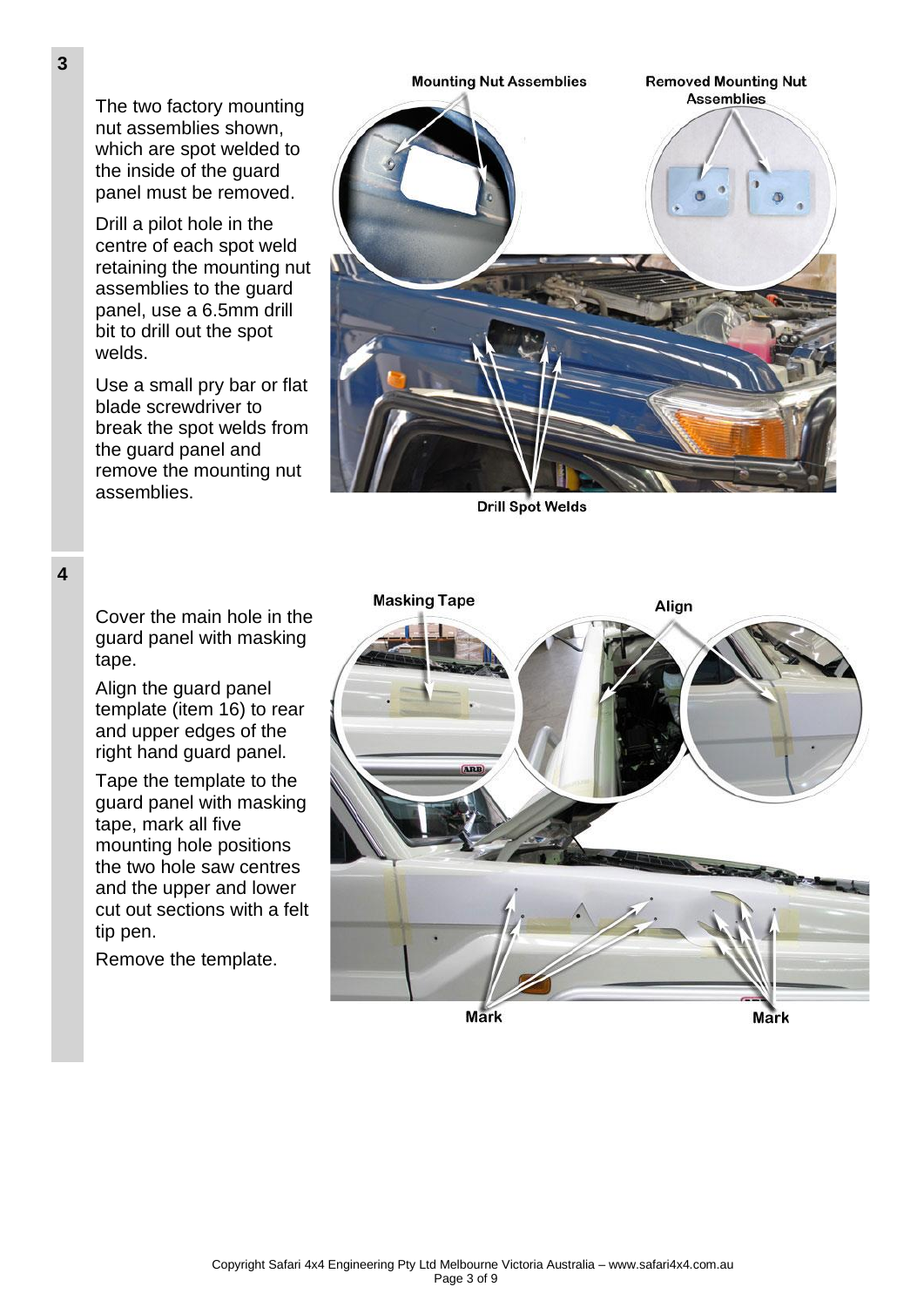**3**

The two factory mounting nut assemblies shown, which are spot welded to the inside of the guard panel must be removed.

Drill a pilot hole in the centre of each spot weld retaining the mounting nut assemblies to the guard panel, use a 6.5mm drill bit to drill out the spot welds.

Use a small pry bar or flat blade screwdriver to break the spot welds from the guard panel and remove the mounting nut assemblies.

Mounting Nut Assemblies

Removed Mounting Nut Assemblies

Drill Spot Welds

**4**

Cover the main hole in the guard panel with masking tape.

Align the guard panel template (item 16) to rear and upper edges of the right hand guard panel.

Tape the template to the guard panel with masking tape, mark all five mounting hole positions the two hole saw centres and the upper and lower cut out sections with a felt tip pen.

Remove the template.

Masking Tape

Align

Mark

Mark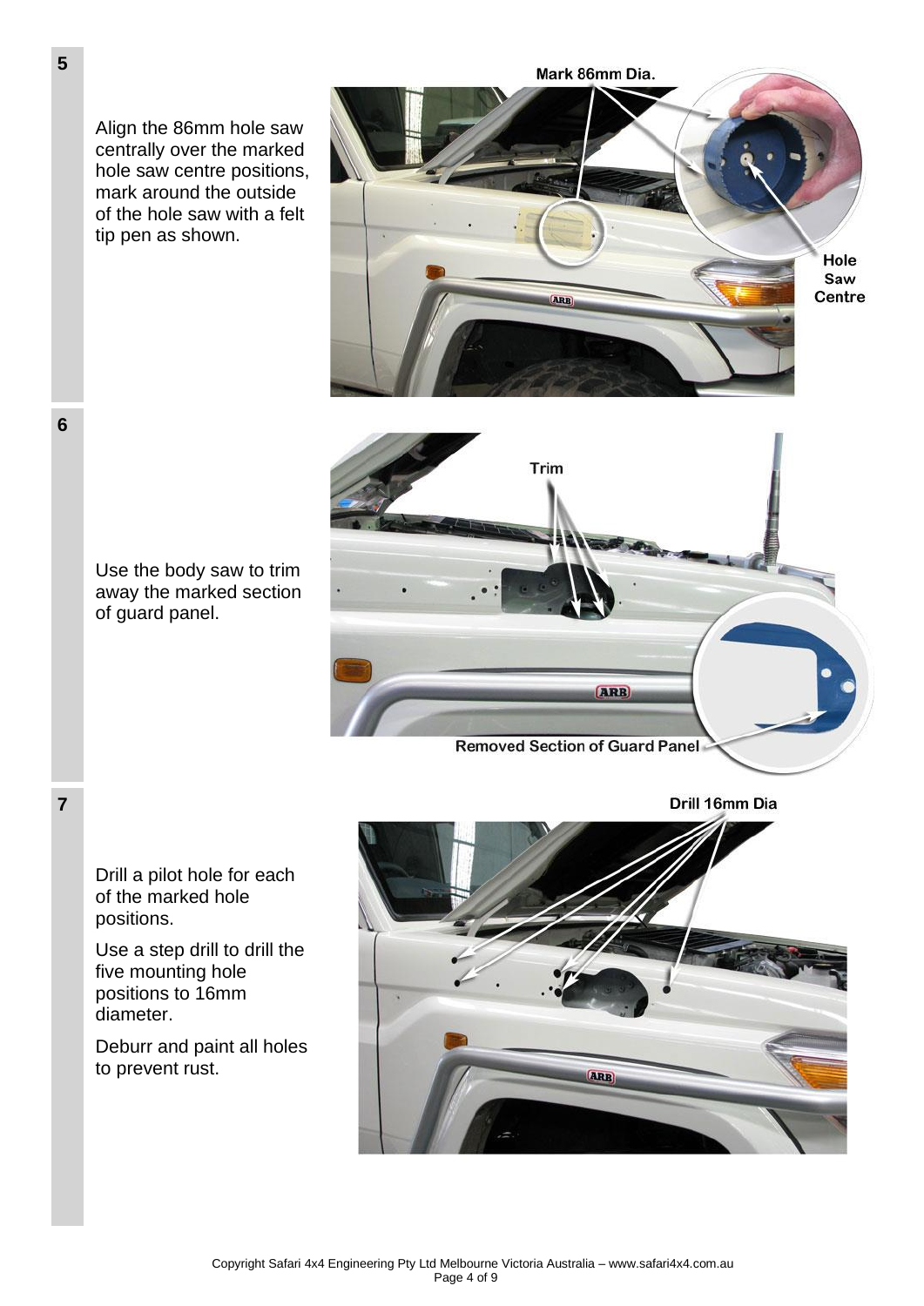**5**

Align the 86mm hole saw centrally over the marked hole saw centre positions, mark around the outside of the hole saw with a felt tip pen as shown.

Mark 86mm Dia.

Hole Saw Centre

**6**

Use the body saw to trim away the marked section of guard panel.

Trim

Removed Section of Guard Panel

**7**

Drill a pilot hole for each of the marked hole positions.

Use a step drill to drill the five mounting hole positions to 16mm diameter.

Deburr and paint all holes to prevent rust.

Drill 16mm Dia

Copyright Safari 4x4 Engineering Pty Ltd Melbourne Victoria Australia – www.safari4x4.com.au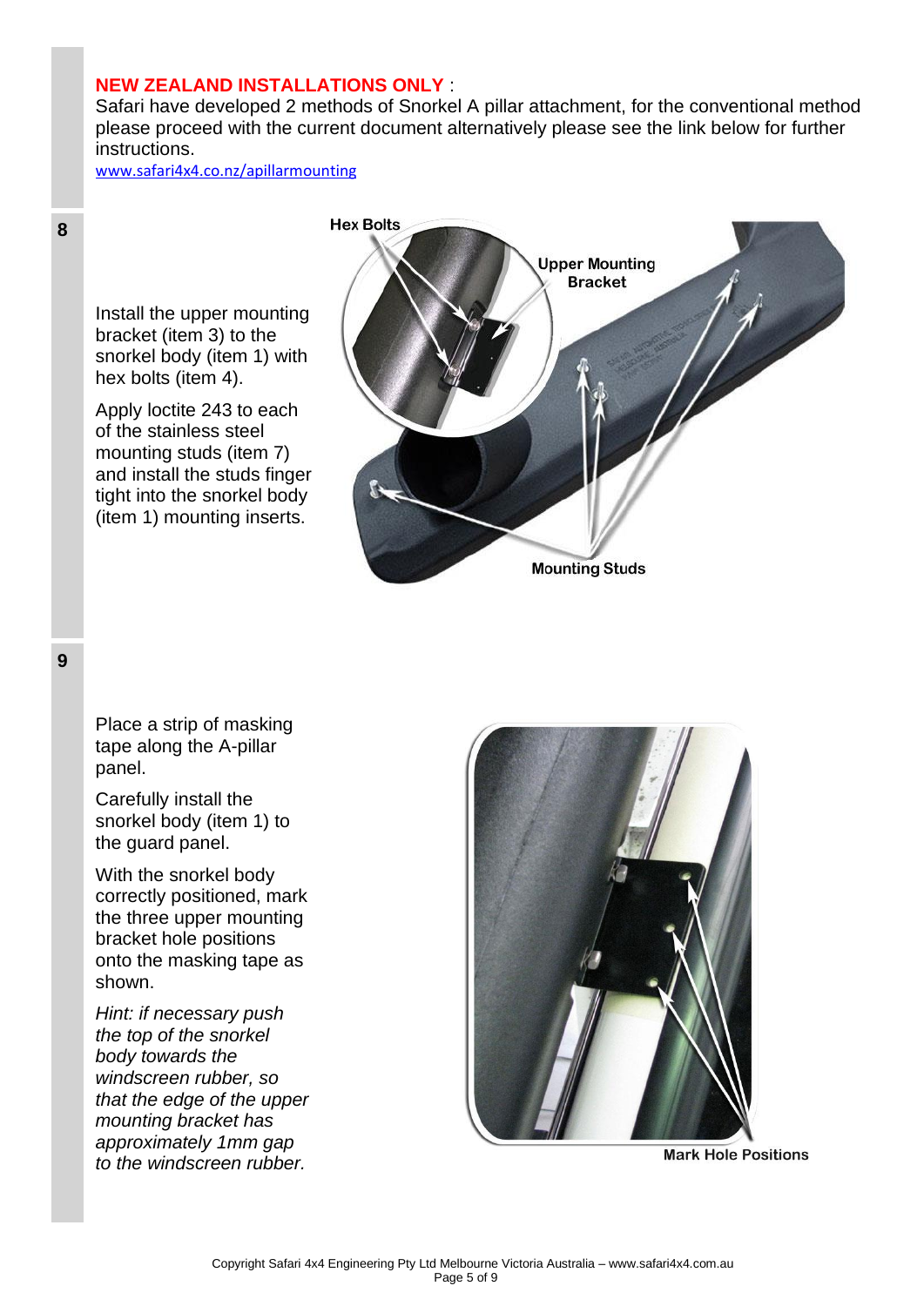**NEW ZEALAND INSTALLATIONS ONLY** :
Safari have developed 2 methods of Snorkel A pillar attachment, for the conventional method please proceed with the current document alternatively please see the link below for further instructions.
www.safari4x4.co.nz/apillarmounting

**8**

Install the upper mounting bracket (item 3) to the snorkel body (item 1) with hex bolts (item 4).

Apply loctite 243 to each of the stainless steel mounting studs (item 7) and install the studs finger tight into the snorkel body (item 1) mounting inserts.

Hex Bolts

Upper Mounting Bracket

Mounting Studs

**9**

Place a strip of masking tape along the A-pillar panel.

Carefully install the snorkel body (item 1) to the guard panel.

With the snorkel body correctly positioned, mark the three upper mounting bracket hole positions onto the masking tape as shown.

*Hint: if necessary push the top of the snorkel body towards the windscreen rubber, so that the edge of the upper mounting bracket has approximately 1mm gap to the windscreen rubber.*

Mark Hole Positions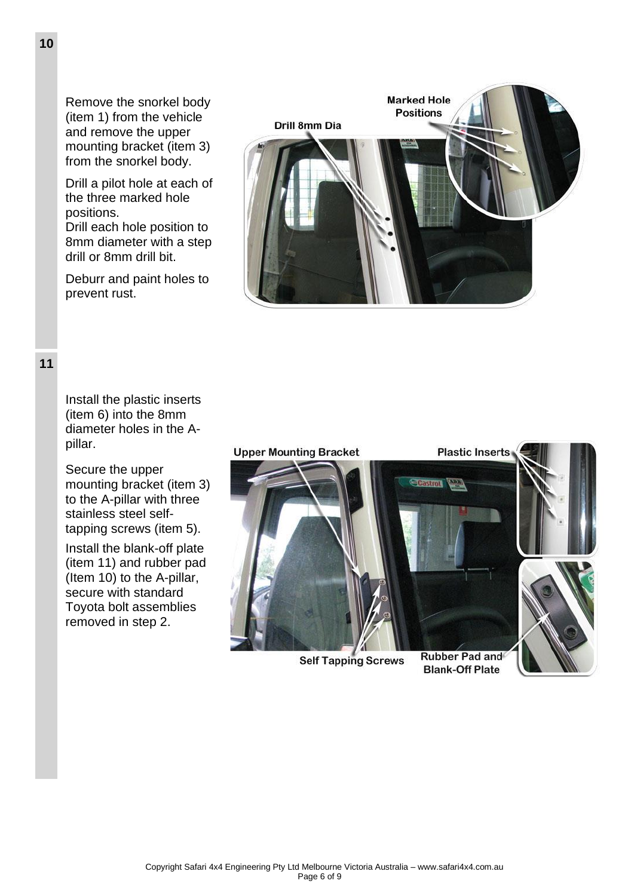## 10

Remove the snorkel body (item 1) from the vehicle and remove the upper mounting bracket (item 3) from the snorkel body.

Drill a pilot hole at each of the three marked hole positions.
Drill each hole position to 8mm diameter with a step drill or 8mm drill bit.

Deburr and paint holes to prevent rust.

## 11

Install the plastic inserts (item 6) into the 8mm diameter holes in the A-pillar.

Secure the upper mounting bracket (item 3) to the A-pillar with three stainless steel self-tapping screws (item 5).

Install the blank-off plate (item 11) and rubber pad (Item 10) to the A-pillar, secure with standard Toyota bolt assemblies removed in step 2.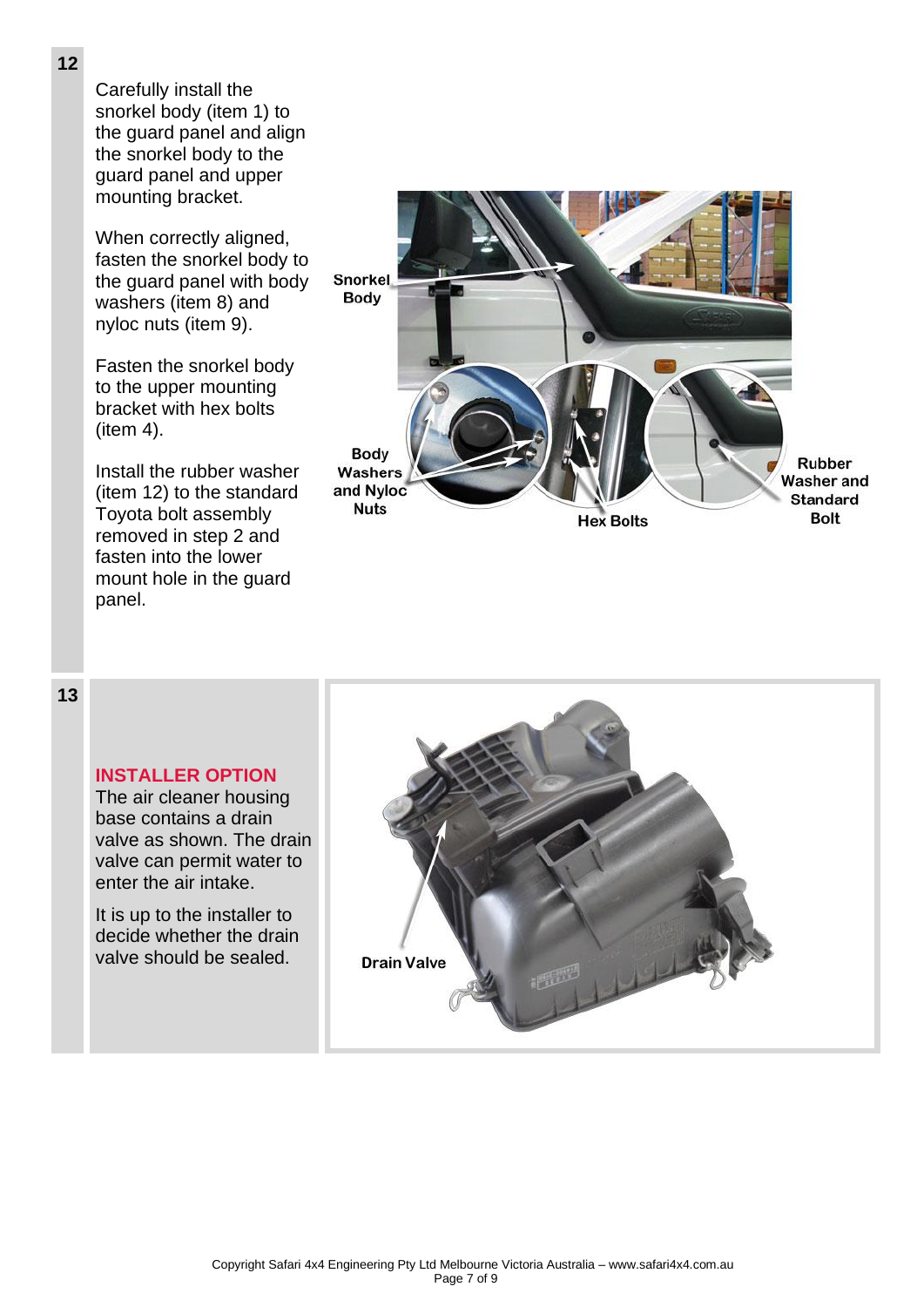**12**

Carefully install the snorkel body (item 1) to the guard panel and align the snorkel body to the guard panel and upper mounting bracket.

When correctly aligned, fasten the snorkel body to the guard panel with body washers (item 8) and nyloc nuts (item 9).

Fasten the snorkel body to the upper mounting bracket with hex bolts (item 4).

Install the rubber washer (item 12) to the standard Toyota bolt assembly removed in step 2 and fasten into the lower mount hole in the guard panel.

Snorkel Body

Body Washers and Nyloc Nuts

Hex Bolts

Rubber Washer and Standard Bolt

**13**

**INSTALLER OPTION**

The air cleaner housing base contains a drain valve as shown. The drain valve can permit water to enter the air intake.

It is up to the installer to decide whether the drain valve should be sealed.

Drain Valve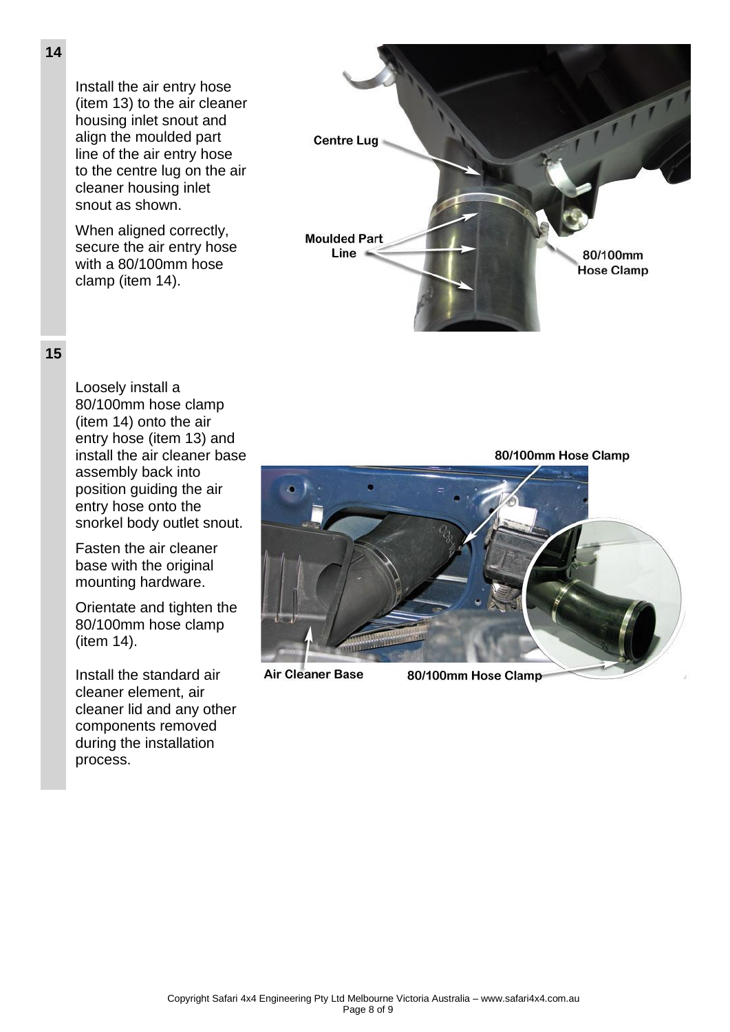**14**

Install the air entry hose (item 13) to the air cleaner housing inlet snout and align the moulded part line of the air entry hose to the centre lug on the air cleaner housing inlet snout as shown.

When aligned correctly, secure the air entry hose with a 80/100mm hose clamp (item 14).

**15**

Loosely install a 80/100mm hose clamp (item 14) onto the air entry hose (item 13) and install the air cleaner base assembly back into position guiding the air entry hose onto the snorkel body outlet snout.

Fasten the air cleaner base with the original mounting hardware.

Orientate and tighten the 80/100mm hose clamp (item 14).

Install the standard air cleaner element, air cleaner lid and any other components removed during the installation process.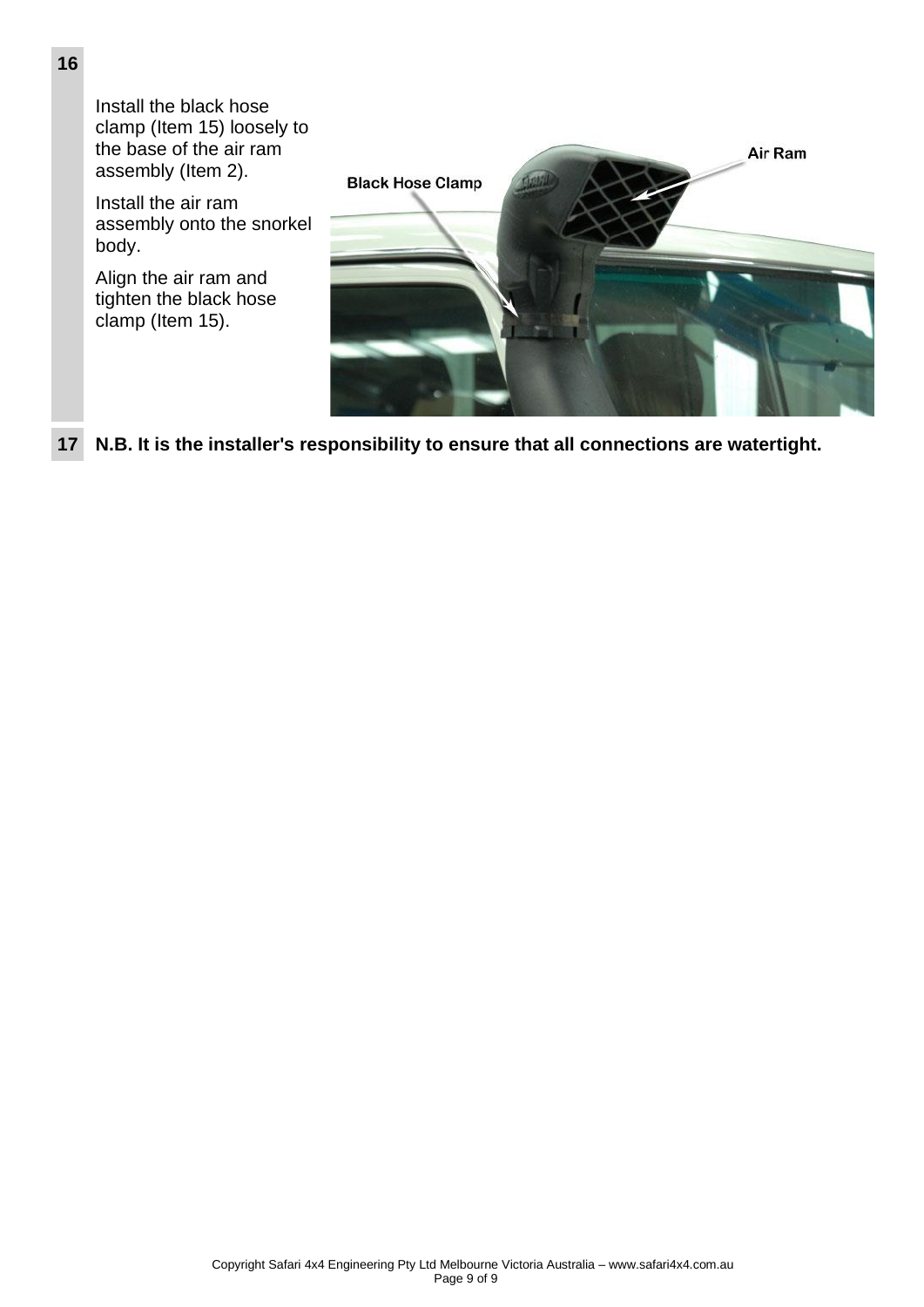**16**

Install the black hose clamp (Item 15) loosely to the base of the air ram assembly (Item 2).

Install the air ram assembly onto the snorkel body.

Align the air ram and tighten the black hose clamp (Item 15).

Black Hose Clamp

Air Ram

**17** **N.B. It is the installer's responsibility to ensure that all connections are watertight.**

Copyright Safari 4x4 Engineering Pty Ltd Melbourne Victoria Australia – www.safari4x4.com.au